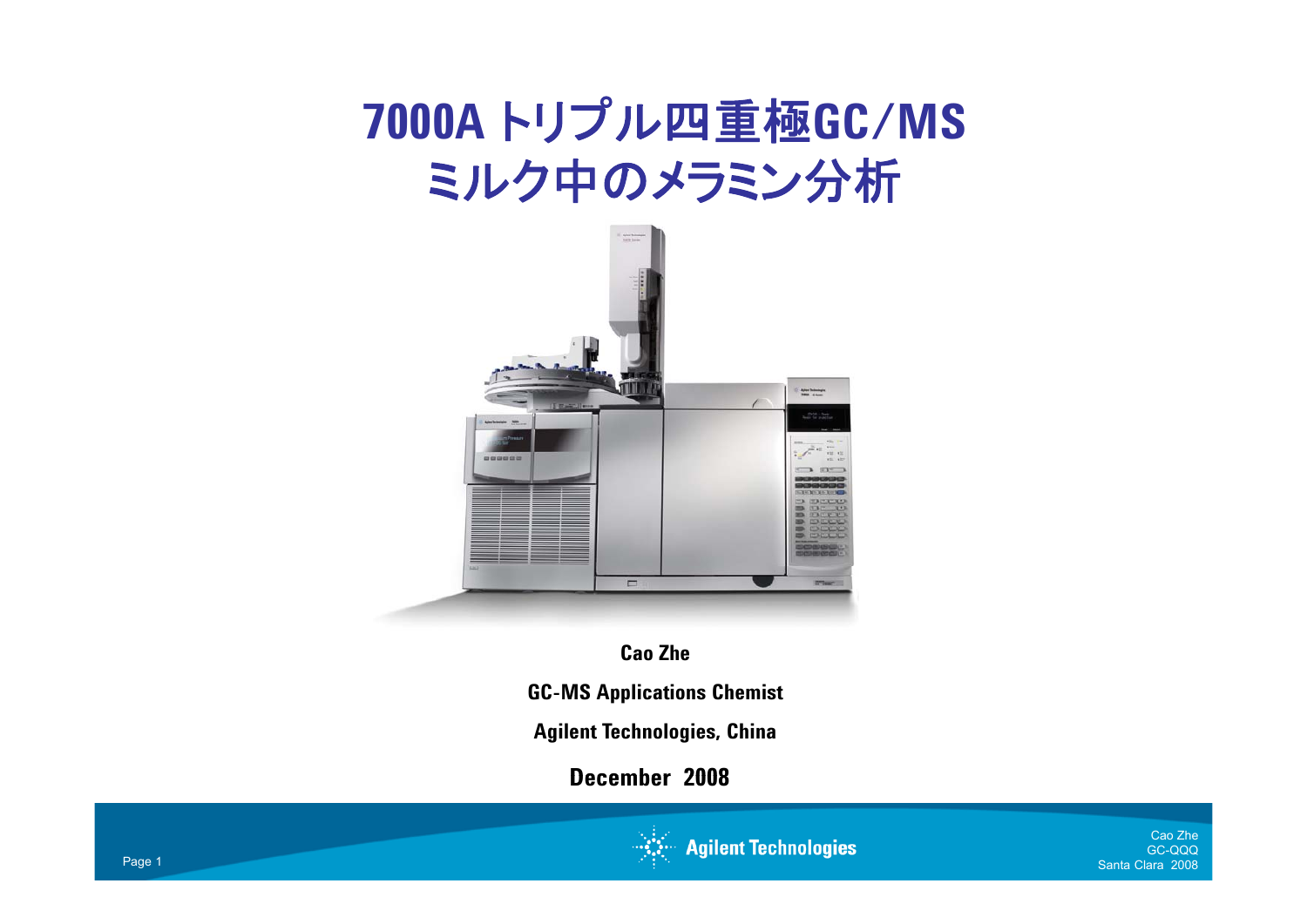# 7000A トリプル四重極GC/MS ミルク中のメラミン分析

**Cao Zhe**

**GC-MS Applications Chemist**

**Agilent Technologies, China**

**December 2008**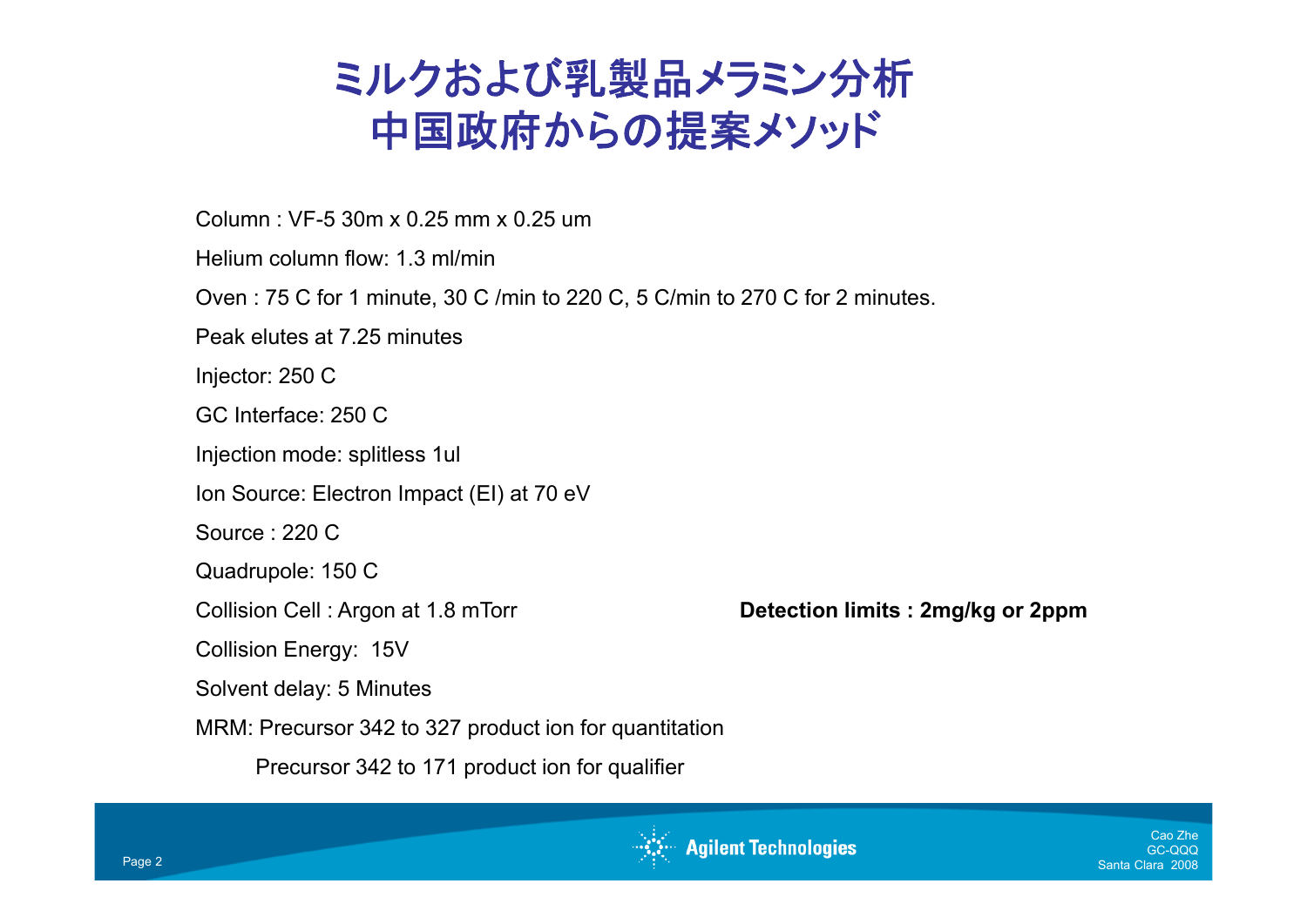# ミルクおよび乳製品メラミン分析
# 中国政府からの提案メソッド

Column : VF-5 30m x 0.25 mm x 0.25 um

Helium column flow: 1.3 ml/min

Oven : 75 C for 1 minute, 30 C /min to 220 C, 5 C/min to 270 C for 2 minutes.

Peak elutes at 7.25 minutes

Injector: 250 C

GC Interface: 250 C

Injection mode: splitless 1ul

Ion Source: Electron Impact (EI) at 70 eV

Source : 220 C

Quadrupole: 150 C

Collision Cell : Argon at 1.8 mTorr

Collision Energy:  15V

Solvent delay: 5 Minutes

MRM: Precursor 342 to 327 product ion for quantitation

Precursor 342 to 171 product ion for qualifier

**Detection limits : 2mg/kg or 2ppm**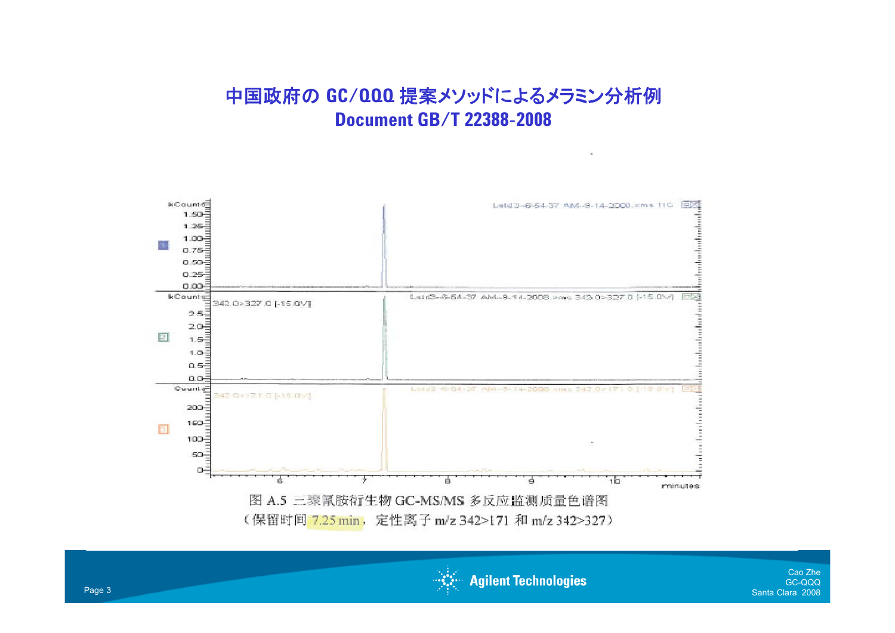# 中国政府の GC/QQQ 提案メソッドによるメラミン分析例
## Document GB/T 22388-2008

图 A.5 三聚氰胺衍生物 GC-MS/MS 多反应监测质量色谱图

（保留时间 7.25 min，定性离子 m/z 342>171 和 m/z 342>327）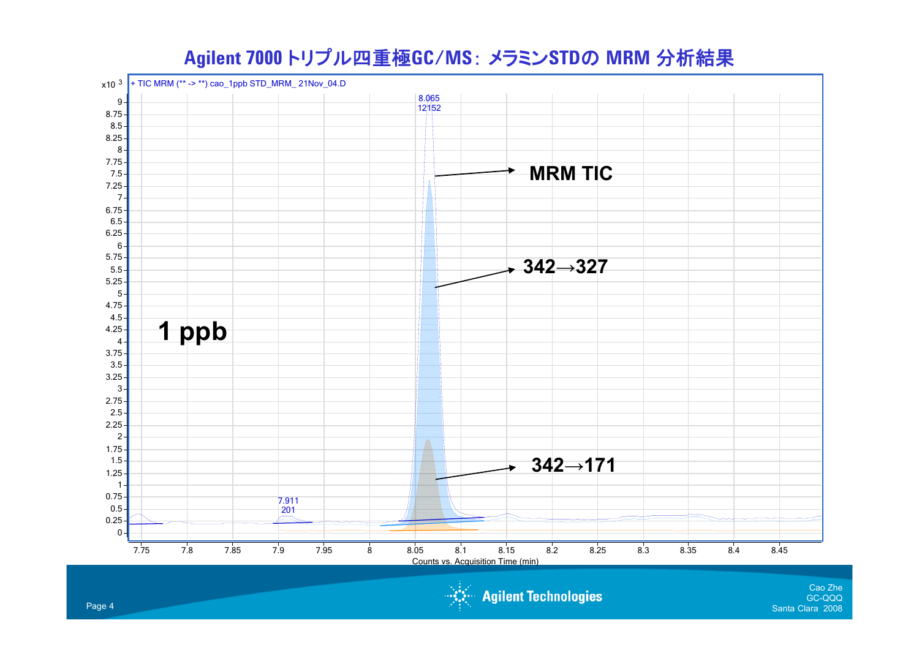# Agilent 7000 トリプル四重極GC/MS：メラミンSTDの MRM 分析結果

+ TIC MRM (** -> **) cao_1ppb STD_MRM_ 21Nov_04.D

x10 3

8.065
12152

MRM TIC

342→327

1 ppb

342→171

7.911
201

Counts vs. Acquisition Time (min)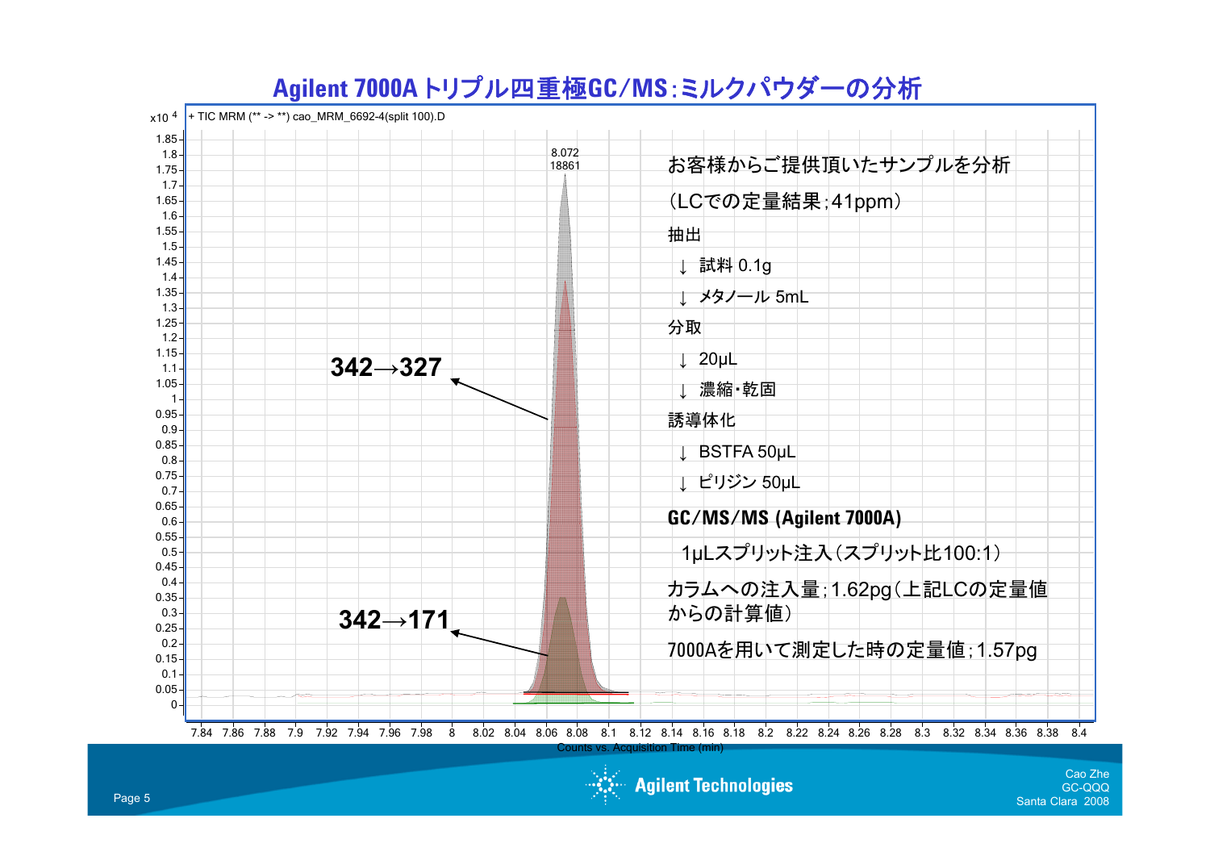# Agilent 7000A トリプル四重極GC/MS:ミルクパウダーの分析

x10 4

+ TIC MRM (** -> **) cao_MRM_6692-4(split 100).D

1.85
1.8
1.75
1.7
1.65
1.6
1.55
1.5
1.45
1.4
1.35
1.3
1.25
1.2
1.15
1.1
1.05
1
0.95
0.9
0.85
0.8
0.75
0.7
0.65
0.6
0.55
0.5
0.45
0.4
0.35
0.3
0.25
0.2
0.15
0.1
0.05
0

8.072
18861

342→327

342→171

7.84 7.86 7.88 7.9 7.92 7.94 7.96 7.98 8 8.02 8.04 8.06 8.08 8.1 8.12 8.14 8.16 8.18 8.2 8.22 8.24 8.26 8.28 8.3 8.32 8.34 8.36 8.38 8.4

Counts vs. Acquisition Time (min)

お客様からご提供頂いたサンプルを分析

（LCでの定量結果;41ppm）

抽出

↓ 試料 0.1g

↓ メタノール 5mL

分取

↓ 20μL

↓ 濃縮・乾固

誘導体化

↓ BSTFA 50μL

↓ ピリジン 50μL

**GC/MS/MS (Agilent 7000A)**

1μLスプリット注入（スプリット比100:1）

カラムへの注入量;1.62pg（上記LCの定量値からの計算値）

7000Aを用いて測定した時の定量値;1.57pg

Cao Zhe
GC-QQQ
Santa Clara 2008